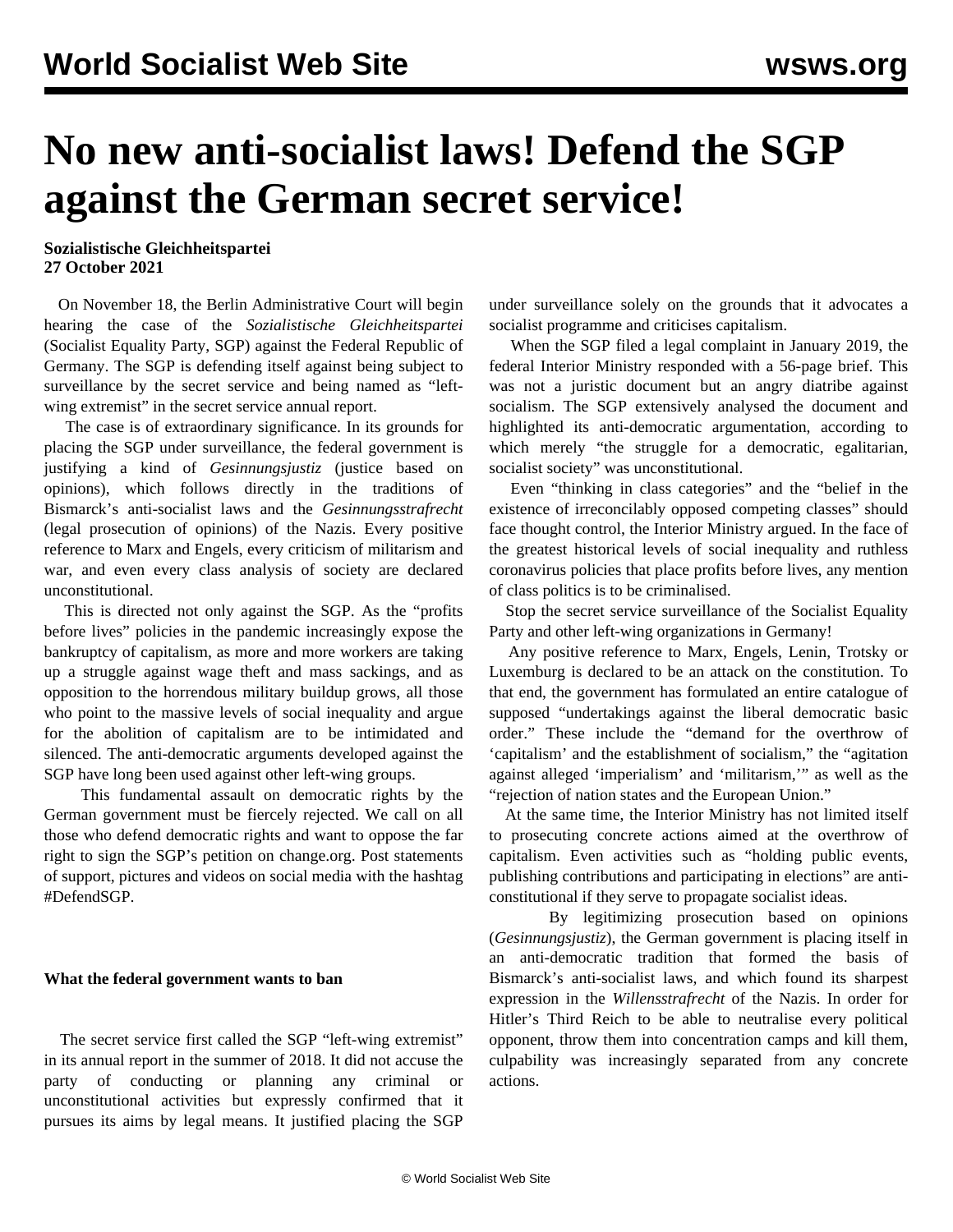# No new anti-socialist laws! Defend the SGP against the German secret service!

**Sozialistische Gleichheitspartei**
**27 October 2021**

On November 18, the Berlin Administrative Court will begin hearing the case of the *Sozialistische Gleichheitspartei* (Socialist Equality Party, SGP) against the Federal Republic of Germany. The SGP is defending itself against being subject to surveillance by the secret service and being named as "left-wing extremist" in the secret service annual report.

The case is of extraordinary significance. In its grounds for placing the SGP under surveillance, the federal government is justifying a kind of *Gesinnungsjustiz* (justice based on opinions), which follows directly in the traditions of Bismarck's anti-socialist laws and the *Gesinnungsstrafrecht* (legal prosecution of opinions) of the Nazis. Every positive reference to Marx and Engels, every criticism of militarism and war, and even every class analysis of society are declared unconstitutional.

This is directed not only against the SGP. As the "profits before lives" policies in the pandemic increasingly expose the bankruptcy of capitalism, as more and more workers are taking up a struggle against wage theft and mass sackings, and as opposition to the horrendous military buildup grows, all those who point to the massive levels of social inequality and argue for the abolition of capitalism are to be intimidated and silenced. The anti-democratic arguments developed against the SGP have long been used against other left-wing groups.

This fundamental assault on democratic rights by the German government must be fiercely rejected. We call on all those who defend democratic rights and want to oppose the far right to sign the SGP's petition on change.org. Post statements of support, pictures and videos on social media with the hashtag #DefendSGP.

**What the federal government wants to ban**

The secret service first called the SGP "left-wing extremist" in its annual report in the summer of 2018. It did not accuse the party of conducting or planning any criminal or unconstitutional activities but expressly confirmed that it pursues its aims by legal means. It justified placing the SGP under surveillance solely on the grounds that it advocates a socialist programme and criticises capitalism.

When the SGP filed a legal complaint in January 2019, the federal Interior Ministry responded with a 56-page brief. This was not a juristic document but an angry diatribe against socialism. The SGP extensively analysed the document and highlighted its anti-democratic argumentation, according to which merely "the struggle for a democratic, egalitarian, socialist society" was unconstitutional.

Even "thinking in class categories" and the "belief in the existence of irreconcilably opposed competing classes" should face thought control, the Interior Ministry argued. In the face of the greatest historical levels of social inequality and ruthless coronavirus policies that place profits before lives, any mention of class politics is to be criminalised.

Stop the secret service surveillance of the Socialist Equality Party and other left-wing organizations in Germany!

Any positive reference to Marx, Engels, Lenin, Trotsky or Luxemburg is declared to be an attack on the constitution. To that end, the government has formulated an entire catalogue of supposed "undertakings against the liberal democratic basic order." These include the "demand for the overthrow of 'capitalism' and the establishment of socialism," the "agitation against alleged 'imperialism' and 'militarism,'" as well as the "rejection of nation states and the European Union."

At the same time, the Interior Ministry has not limited itself to prosecuting concrete actions aimed at the overthrow of capitalism. Even activities such as "holding public events, publishing contributions and participating in elections" are anti-constitutional if they serve to propagate socialist ideas.

By legitimizing prosecution based on opinions (*Gesinnungsjustiz*), the German government is placing itself in an anti-democratic tradition that formed the basis of Bismarck's anti-socialist laws, and which found its sharpest expression in the *Willensstrafrecht* of the Nazis. In order for Hitler's Third Reich to be able to neutralise every political opponent, throw them into concentration camps and kill them, culpability was increasingly separated from any concrete actions.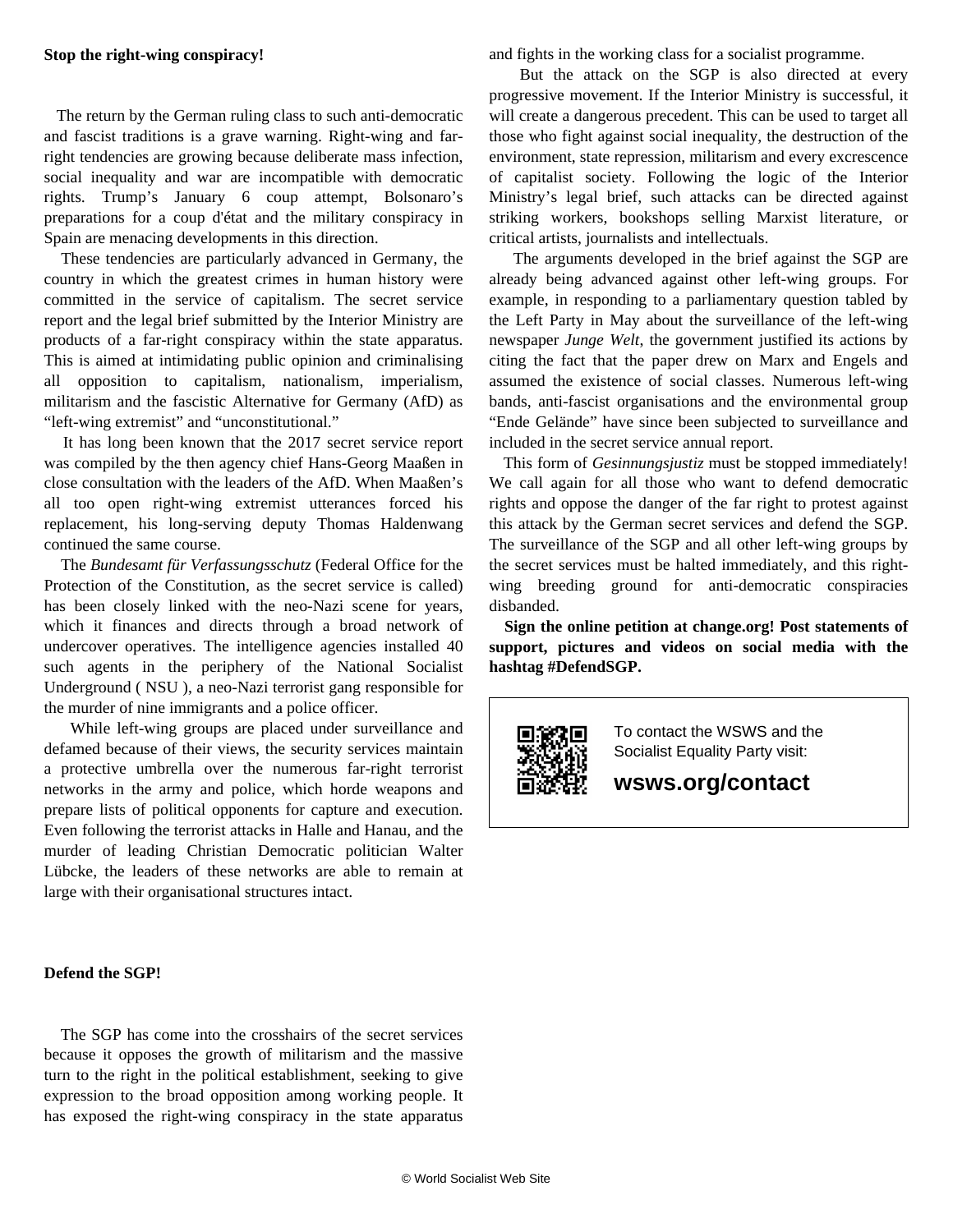**Stop the right-wing conspiracy!**

The return by the German ruling class to such anti-democratic and fascist traditions is a grave warning. Right-wing and far-right tendencies are growing because deliberate mass infection, social inequality and war are incompatible with democratic rights. Trump's January 6 coup attempt, Bolsonaro's preparations for a coup d'état and the military conspiracy in Spain are menacing developments in this direction.

These tendencies are particularly advanced in Germany, the country in which the greatest crimes in human history were committed in the service of capitalism. The secret service report and the legal brief submitted by the Interior Ministry are products of a far-right conspiracy within the state apparatus. This is aimed at intimidating public opinion and criminalising all opposition to capitalism, nationalism, imperialism, militarism and the fascistic Alternative for Germany (AfD) as "left-wing extremist" and "unconstitutional."

It has long been known that the 2017 secret service report was compiled by the then agency chief Hans-Georg Maaßen in close consultation with the leaders of the AfD. When Maaßen's all too open right-wing extremist utterances forced his replacement, his long-serving deputy Thomas Haldenwang continued the same course.

The *Bundesamt für Verfassungsschutz* (Federal Office for the Protection of the Constitution, as the secret service is called) has been closely linked with the neo-Nazi scene for years, which it finances and directs through a broad network of undercover operatives. The intelligence agencies installed 40 such agents in the periphery of the National Socialist Underground ( NSU ), a neo-Nazi terrorist gang responsible for the murder of nine immigrants and a police officer.

While left-wing groups are placed under surveillance and defamed because of their views, the security services maintain a protective umbrella over the numerous far-right terrorist networks in the army and police, which horde weapons and prepare lists of political opponents for capture and execution. Even following the terrorist attacks in Halle and Hanau, and the murder of leading Christian Democratic politician Walter Lübcke, the leaders of these networks are able to remain at large with their organisational structures intact.

**Defend the SGP!**

The SGP has come into the crosshairs of the secret services because it opposes the growth of militarism and the massive turn to the right in the political establishment, seeking to give expression to the broad opposition among working people. It has exposed the right-wing conspiracy in the state apparatus and fights in the working class for a socialist programme.

But the attack on the SGP is also directed at every progressive movement. If the Interior Ministry is successful, it will create a dangerous precedent. This can be used to target all those who fight against social inequality, the destruction of the environment, state repression, militarism and every excrescence of capitalist society. Following the logic of the Interior Ministry's legal brief, such attacks can be directed against striking workers, bookshops selling Marxist literature, or critical artists, journalists and intellectuals.

The arguments developed in the brief against the SGP are already being advanced against other left-wing groups. For example, in responding to a parliamentary question tabled by the Left Party in May about the surveillance of the left-wing newspaper *Junge Welt*, the government justified its actions by citing the fact that the paper drew on Marx and Engels and assumed the existence of social classes. Numerous left-wing bands, anti-fascist organisations and the environmental group "Ende Gelände" have since been subjected to surveillance and included in the secret service annual report.

This form of *Gesinnungsjustiz* must be stopped immediately! We call again for all those who want to defend democratic rights and oppose the danger of the far right to protest against this attack by the German secret services and defend the SGP. The surveillance of the SGP and all other left-wing groups by the secret services must be halted immediately, and this right-wing breeding ground for anti-democratic conspiracies disbanded.

**Sign the online petition at change.org! Post statements of support, pictures and videos on social media with the hashtag #DefendSGP.**

To contact the WSWS and the Socialist Equality Party visit:

**wsws.org/contact**